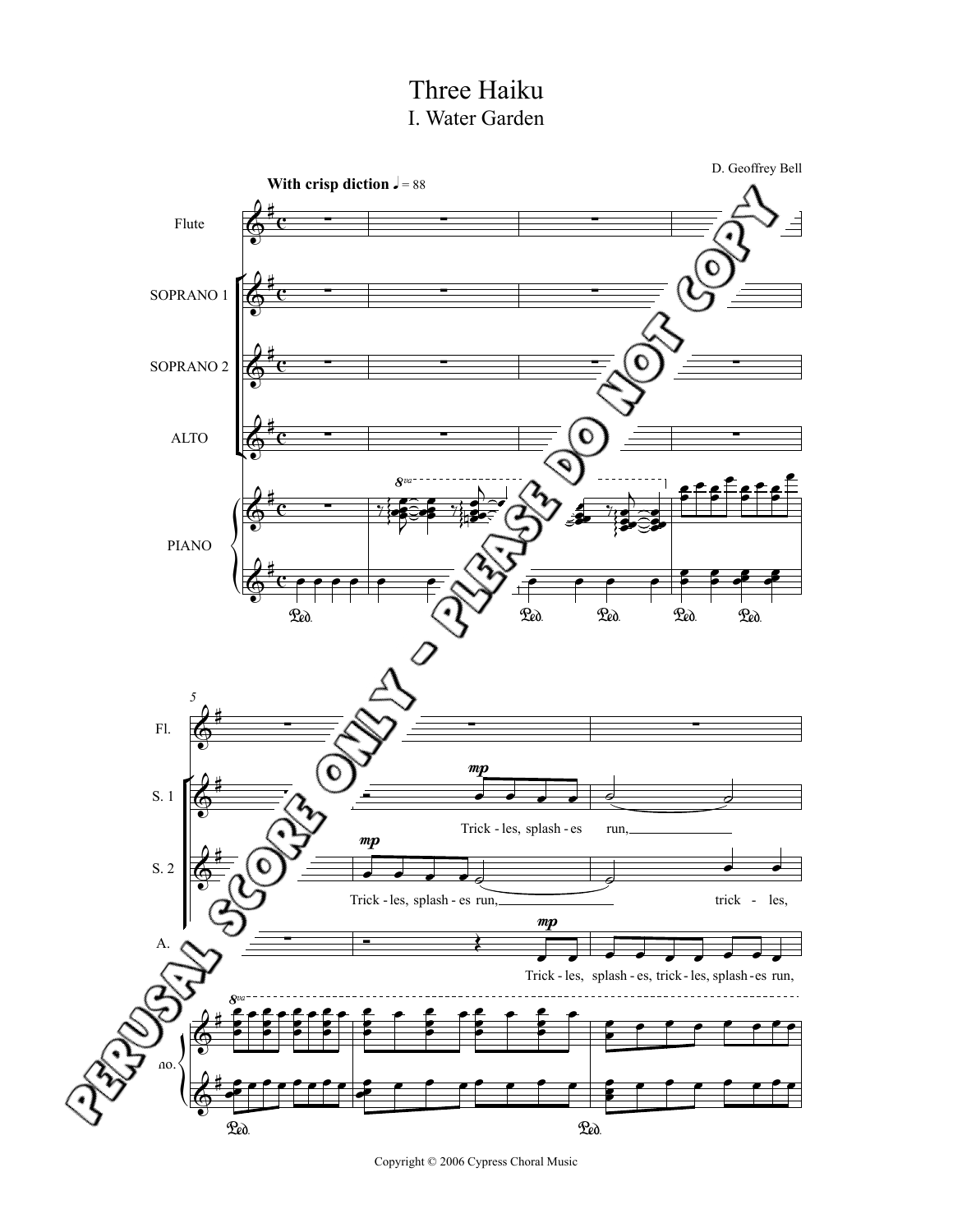# Three Haiku
## I. Water Garden

D. Geoffrey Bell

Copyright © 2006 Cypress Choral Music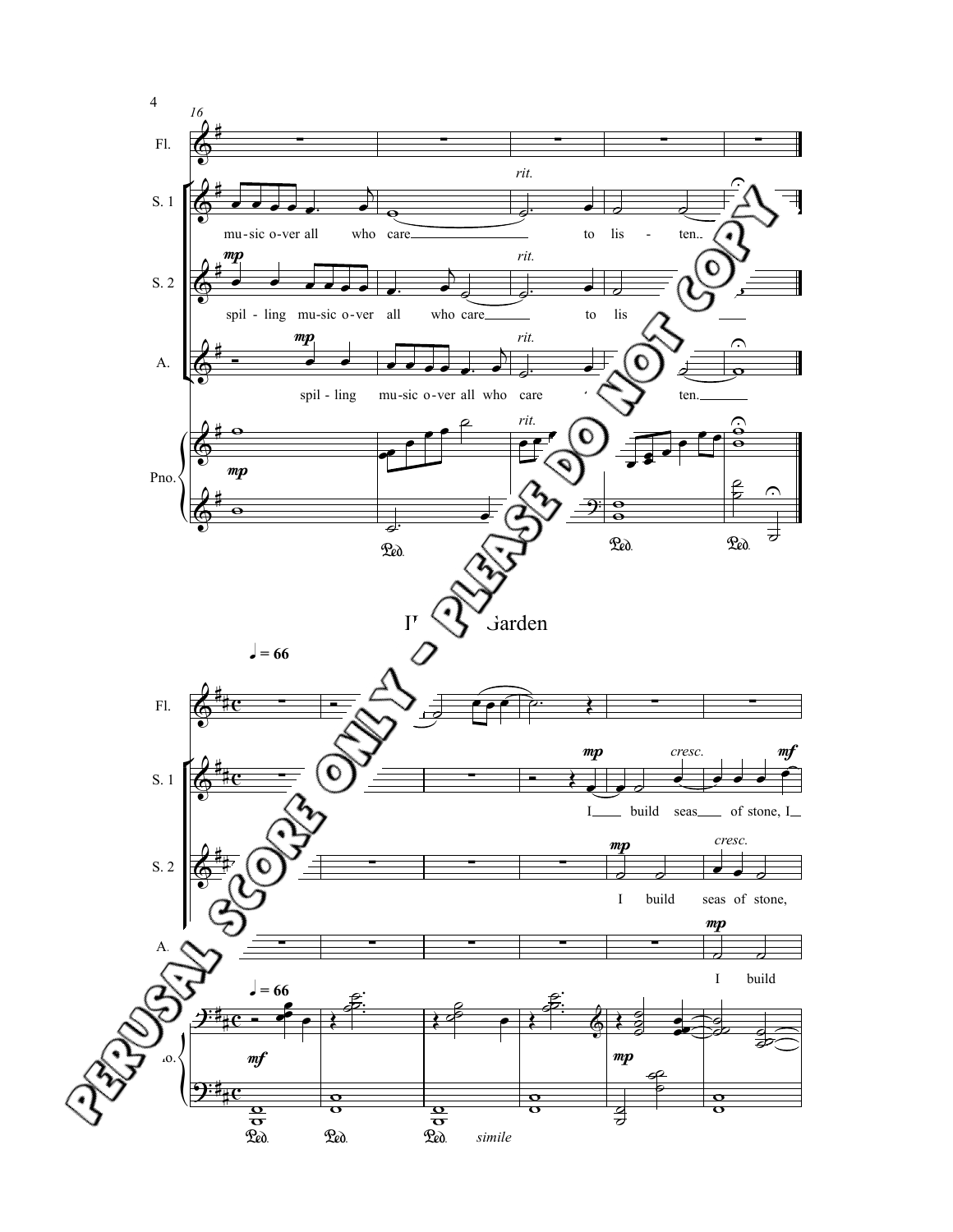Garden

♩ = 66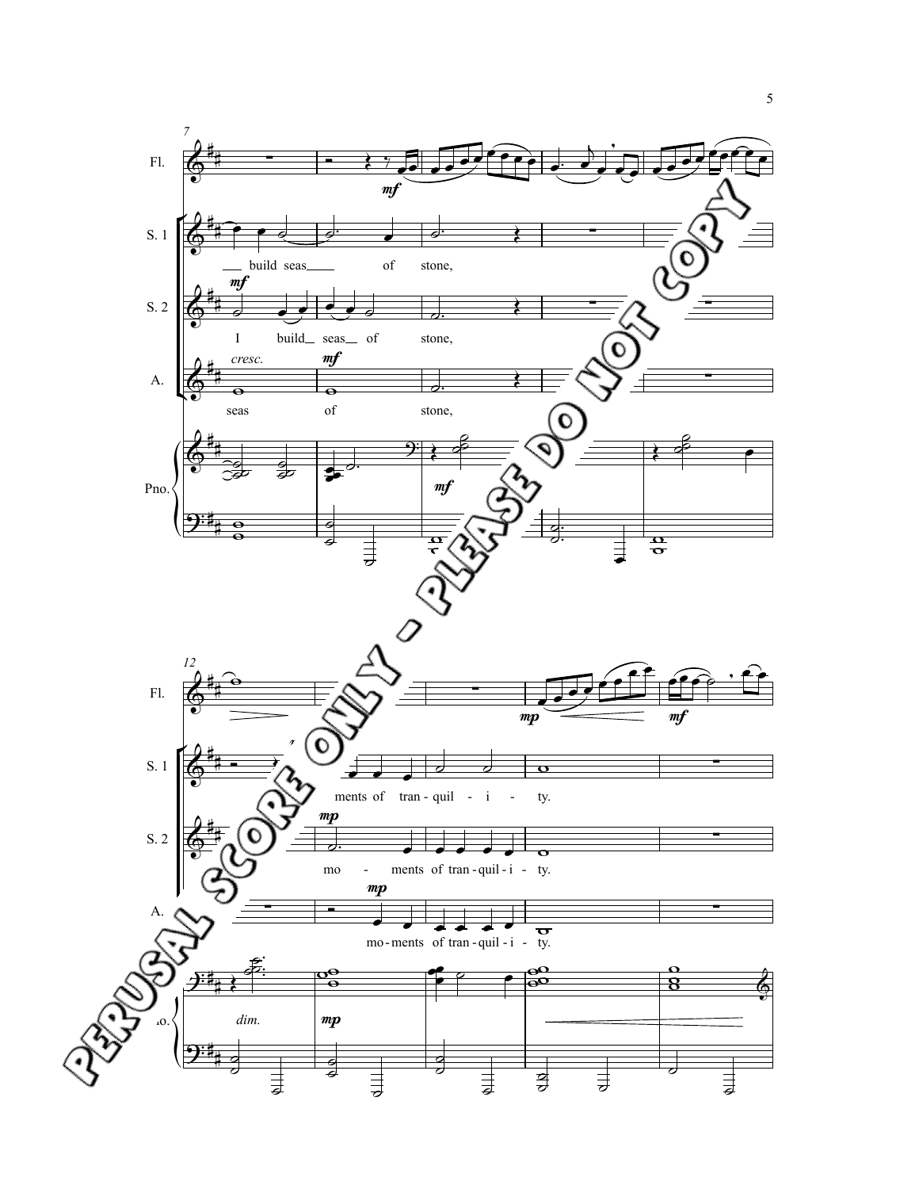Fl.

S. 1

— build seas — of stone,

S. 2

I build — seas — of stone,

A.

seas of stone,

Pno.

PERUSAL SCORE ONLY - PLEASE DO NOT COPY

Fl.

S. 1

ments of tran - quil - i - ty.

S. 2

mo - ments of tran - quil - i - ty.

A.

mo - ments of tran - quil - i - ty.

Pno.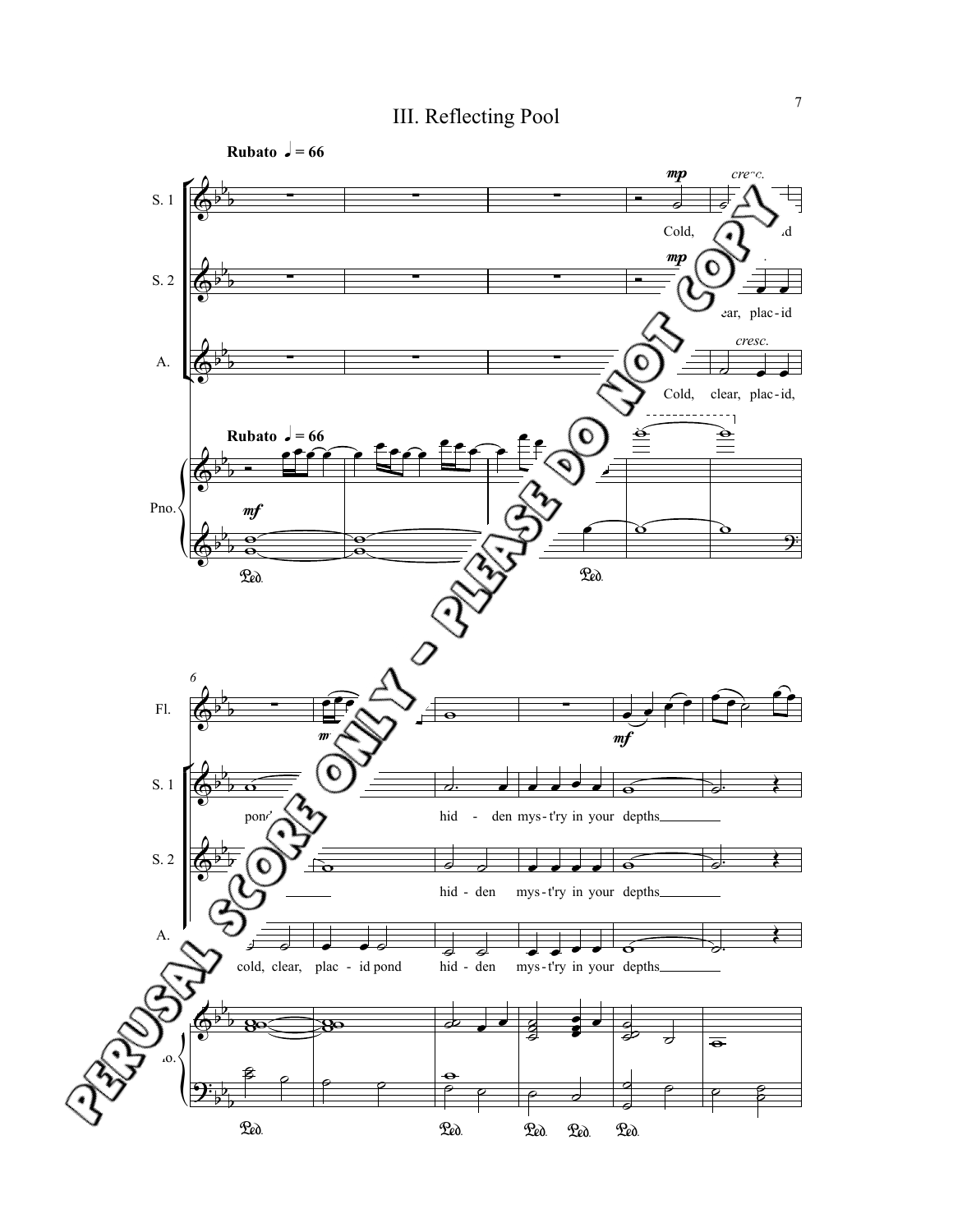# III. Reflecting Pool

**Rubato** ♩ = 66

S. 1: Cold, clear, placid

S. 2: clear, plac - id

A.: Cold, clear, plac - id,

S. 1: pond hid - den mys - t'ry in your depths

S. 2: hid - den mys - t'ry in your depths

A.: cold, clear, plac - id pond hid - den mys - t'ry in your depths

PERUSAL SCORE ONLY - PLEASE DO NOT COPY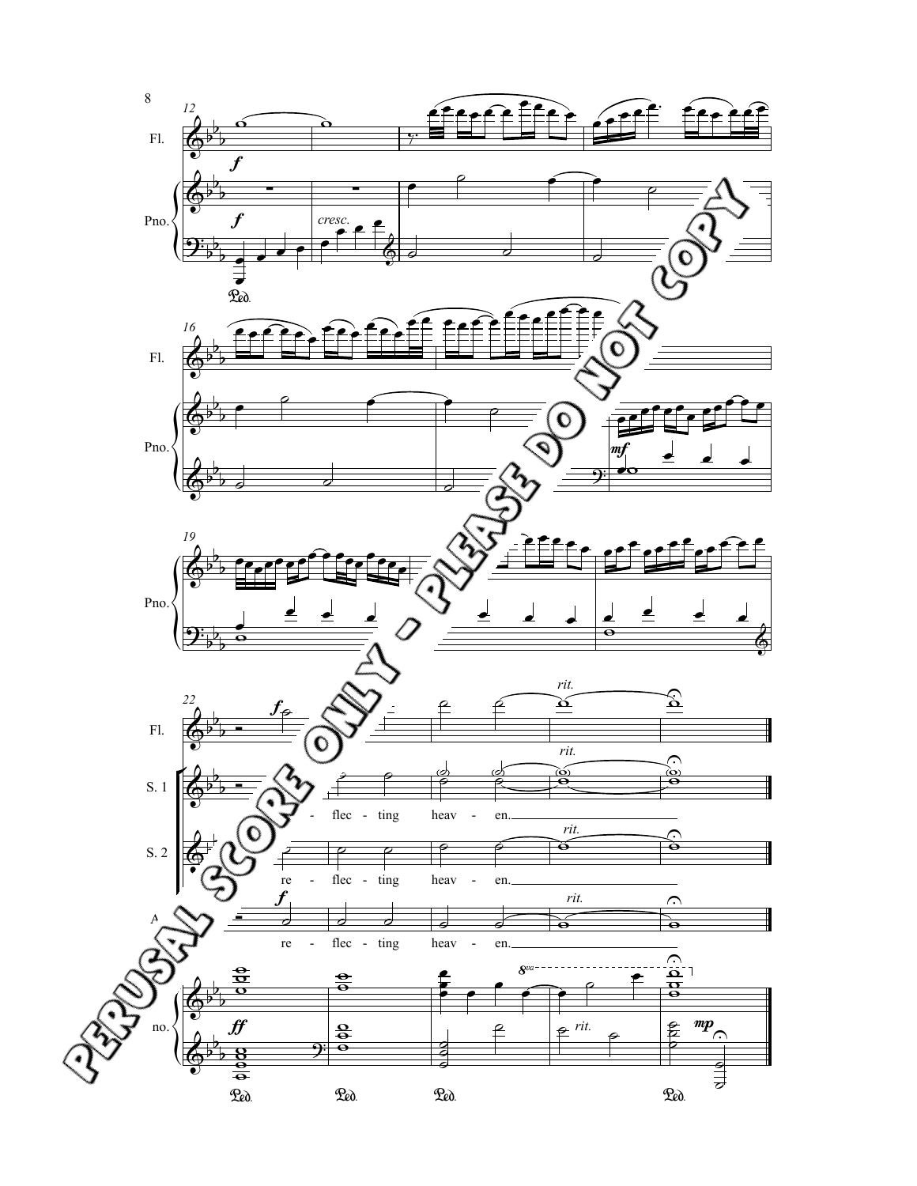PERUSAL SCORE ONLY - PLEASE DO NOT COPY

Fl.

Pno.

S. 1

S. 2

A

re - flec - ting heav - en.